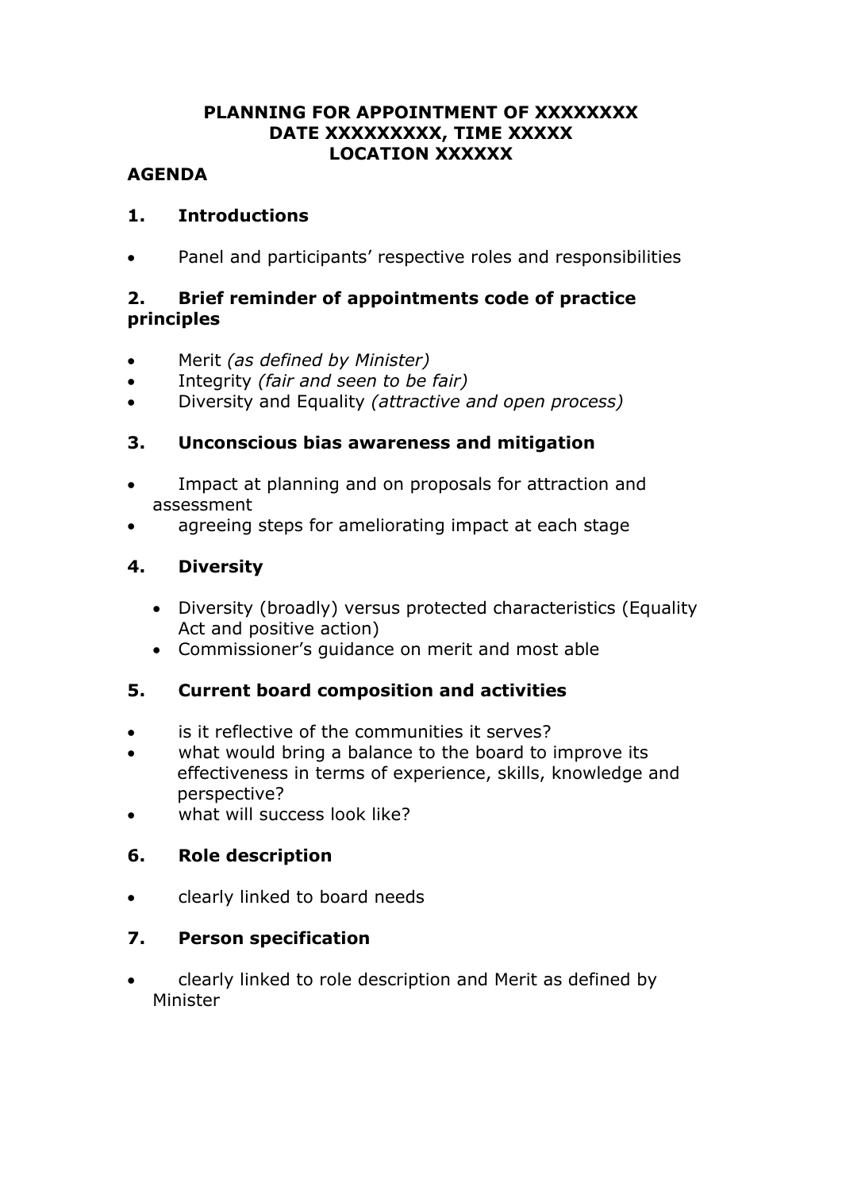**PLANNING FOR APPOINTMENT OF XXXXXXXX**
**DATE XXXXXXXXX, TIME XXXXX**
**LOCATION XXXXXX**

## AGENDA

### 1. Introductions

- Panel and participants' respective roles and responsibilities

### 2. Brief reminder of appointments code of practice principles

- Merit *(as defined by Minister)*
- Integrity *(fair and seen to be fair)*
- Diversity and Equality *(attractive and open process)*

### 3. Unconscious bias awareness and mitigation

- Impact at planning and on proposals for attraction and assessment
- agreeing steps for ameliorating impact at each stage

### 4. Diversity

- Diversity (broadly) versus protected characteristics (Equality Act and positive action)
- Commissioner's guidance on merit and most able

### 5. Current board composition and activities

- is it reflective of the communities it serves?
- what would bring a balance to the board to improve its effectiveness in terms of experience, skills, knowledge and perspective?
- what will success look like?

### 6. Role description

- clearly linked to board needs

### 7. Person specification

- clearly linked to role description and Merit as defined by Minister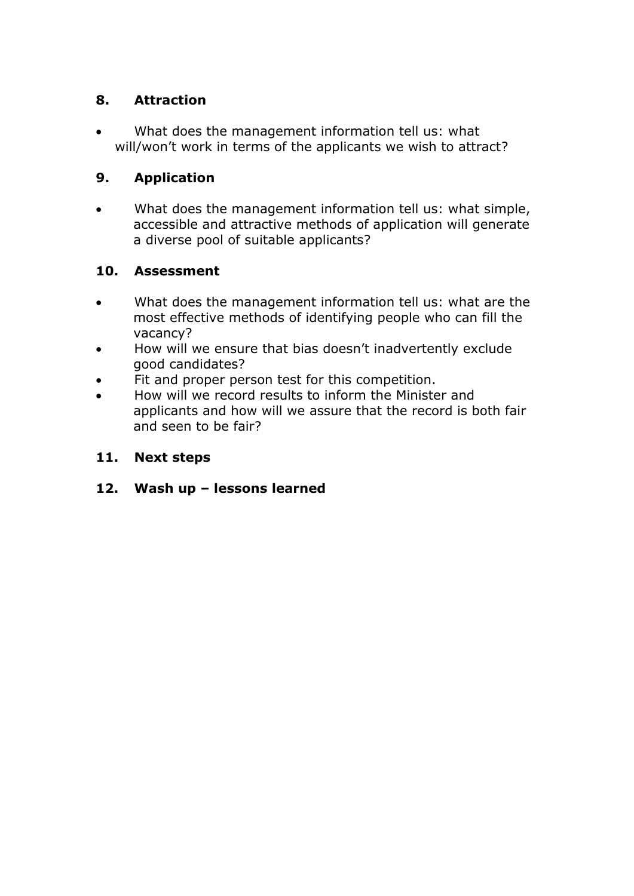## 8. Attraction

- What does the management information tell us: what will/won't work in terms of the applicants we wish to attract?

## 9. Application

- What does the management information tell us: what simple, accessible and attractive methods of application will generate a diverse pool of suitable applicants?

## 10. Assessment

- What does the management information tell us: what are the most effective methods of identifying people who can fill the vacancy?
- How will we ensure that bias doesn't inadvertently exclude good candidates?
- Fit and proper person test for this competition.
- How will we record results to inform the Minister and applicants and how will we assure that the record is both fair and seen to be fair?

## 11. Next steps

## 12. Wash up – lessons learned